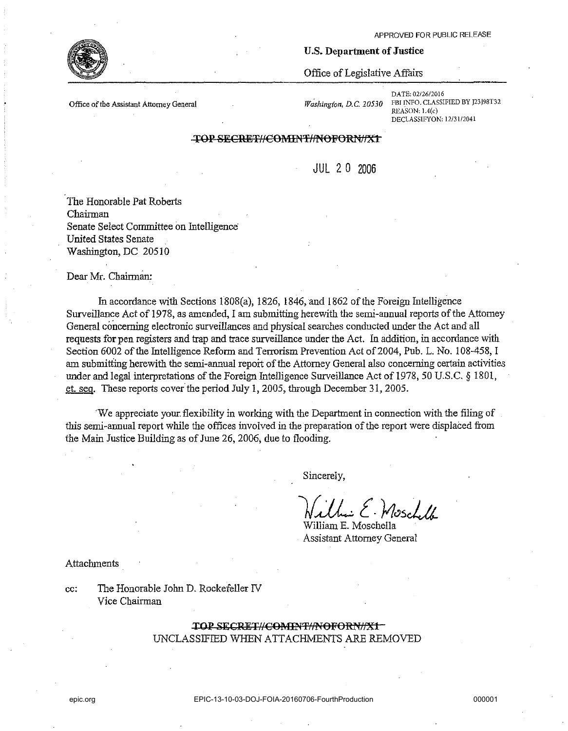APPROVED FOR PUBLIC RELEASE

**U.S. Department of Justice**

Office of Legislative Affairs

Office of the Assistant Attorney General

*Washington, D.C. 20530*

DATE: 02/26/2016
FBI INFO. CLASSIFIED BY J23J98T32
REASON: 1.4(c)
DECLASSIFYON: 12/31/2041

~~TOP SECRET//COMINT//NOFORN//X1~~

JUL 20 2006

The Honorable Pat Roberts
Chairman
Senate Select Committee on Intelligence
United States Senate
Washington, DC 20510

Dear Mr. Chairman:

In accordance with Sections 1808(a), 1826, 1846, and 1862 of the Foreign Intelligence Surveillance Act of 1978, as amended, I am submitting herewith the semi-annual reports of the Attorney General concerning electronic surveillances and physical searches conducted under the Act and all requests for pen registers and trap and trace surveillance under the Act. In addition, in accordance with Section 6002 of the Intelligence Reform and Terrorism Prevention Act of 2004, Pub. L. No. 108-458, I am submitting herewith the semi-annual report of the Attorney General also concerning certain activities under and legal interpretations of the Foreign Intelligence Surveillance Act of 1978, 50 U.S.C. § 1801, et. seq. These reports cover the period July 1, 2005, through December 31, 2005.

We appreciate your flexibility in working with the Department in connection with the filing of this semi-annual report while the offices involved in the preparation of the report were displaced from the Main Justice Building as of June 26, 2006, due to flooding.

Sincerely,

William E. Moschella
Assistant Attorney General

Attachments

cc: The Honorable John D. Rockefeller IV
Vice Chairman

~~TOP SECRET//COMINT//NOFORN//X1~~
UNCLASSIFIED WHEN ATTACHMENTS ARE REMOVED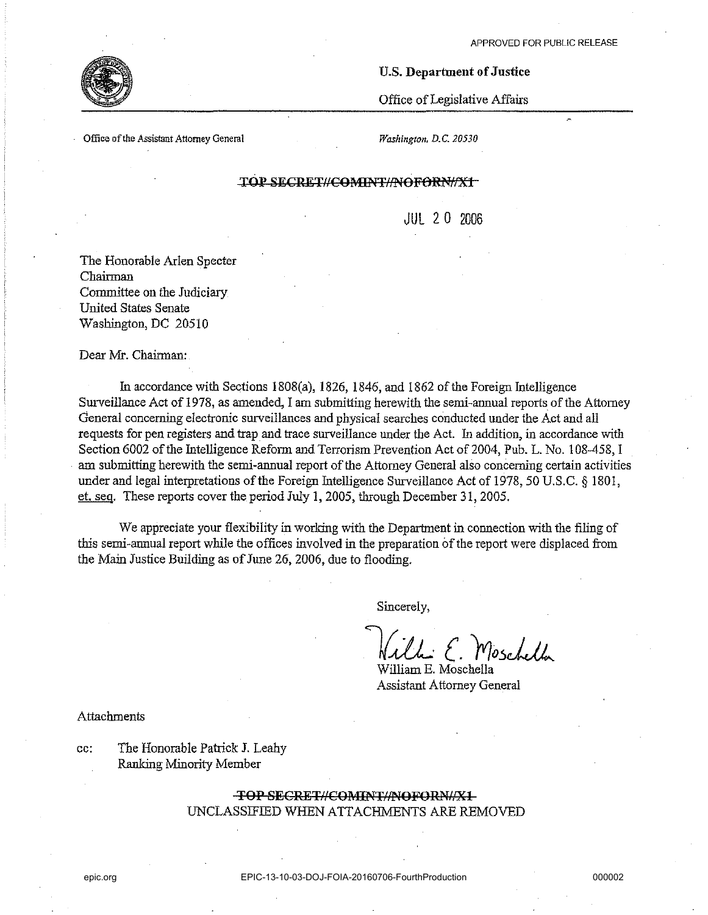APPROVED FOR PUBLIC RELEASE

**U.S. Department of Justice**

Office of Legislative Affairs

Office of the Assistant Attorney General

*Washington, D.C. 20530*

~~TOP SECRET//COMINT//NOFORN//X1~~

JUL 20 2006

The Honorable Arlen Specter
Chairman
Committee on the Judiciary
United States Senate
Washington, DC 20510

Dear Mr. Chairman:

In accordance with Sections 1808(a), 1826, 1846, and 1862 of the Foreign Intelligence Surveillance Act of 1978, as amended, I am submitting herewith the semi-annual reports of the Attorney General concerning electronic surveillances and physical searches conducted under the Act and all requests for pen registers and trap and trace surveillance under the Act. In addition, in accordance with Section 6002 of the Intelligence Reform and Terrorism Prevention Act of 2004, Pub. L. No. 108-458, I am submitting herewith the semi-annual report of the Attorney General also concerning certain activities under and legal interpretations of the Foreign Intelligence Surveillance Act of 1978, 50 U.S.C. § 1801, et. seq. These reports cover the period July 1, 2005, through December 31, 2005.

We appreciate your flexibility in working with the Department in connection with the filing of this semi-annual report while the offices involved in the preparation of the report were displaced from the Main Justice Building as of June 26, 2006, due to flooding.

Sincerely,

William E. Moschella
Assistant Attorney General

Attachments

cc: The Honorable Patrick J. Leahy
Ranking Minority Member

~~TOP SECRET//COMINT//NOFORN//X1~~
UNCLASSIFIED WHEN ATTACHMENTS ARE REMOVED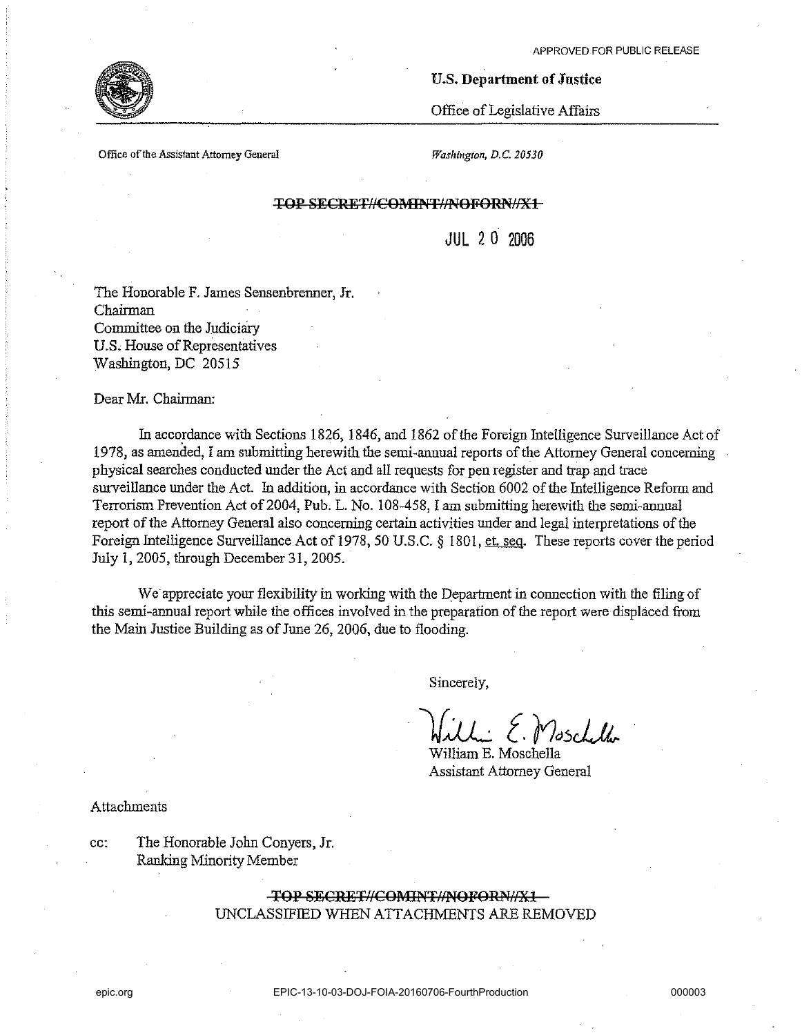APPROVED FOR PUBLIC RELEASE

**U.S. Department of Justice**

Office of Legislative Affairs

Office of the Assistant Attorney General

*Washington, D.C. 20530*

~~TOP SECRET//COMINT//NOFORN//X1~~

JUL 20 2006

The Honorable F. James Sensenbrenner, Jr.
Chairman
Committee on the Judiciary
U.S. House of Representatives
Washington, DC 20515

Dear Mr. Chairman:

In accordance with Sections 1826, 1846, and 1862 of the Foreign Intelligence Surveillance Act of 1978, as amended, I am submitting herewith the semi-annual reports of the Attorney General concerning physical searches conducted under the Act and all requests for pen register and trap and trace surveillance under the Act. In addition, in accordance with Section 6002 of the Intelligence Reform and Terrorism Prevention Act of 2004, Pub. L. No. 108-458, I am submitting herewith the semi-annual report of the Attorney General also concerning certain activities under and legal interpretations of the Foreign Intelligence Surveillance Act of 1978, 50 U.S.C. § 1801, et. seq. These reports cover the period July 1, 2005, through December 31, 2005.

We appreciate your flexibility in working with the Department in connection with the filing of this semi-annual report while the offices involved in the preparation of the report were displaced from the Main Justice Building as of June 26, 2006, due to flooding.

Sincerely,

William E. Moschella
Assistant Attorney General

Attachments

cc: The Honorable John Conyers, Jr.
Ranking Minority Member

~~TOP SECRET//COMINT//NOFORN//X1~~
UNCLASSIFIED WHEN ATTACHMENTS ARE REMOVED

epic.org EPIC-13-10-03-DOJ-FOIA-20160706-FourthProduction 000003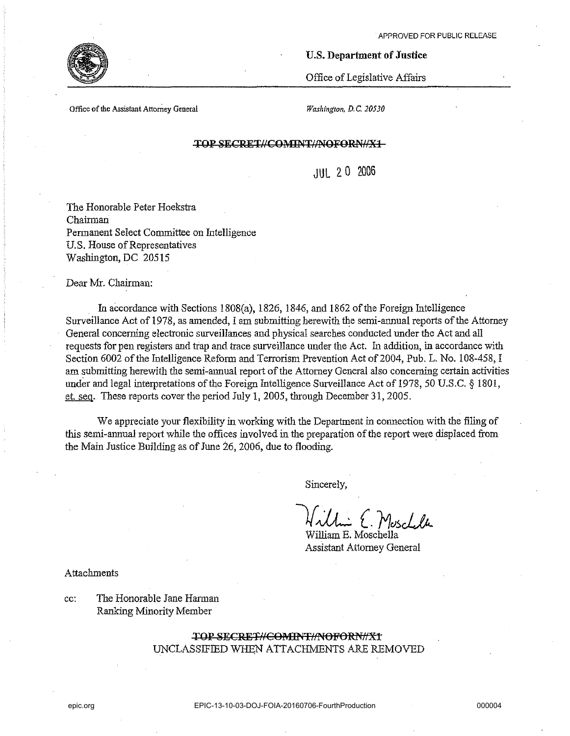APPROVED FOR PUBLIC RELEASE

**U.S. Department of Justice**

Office of Legislative Affairs

Office of the Assistant Attorney General

*Washington, D.C. 20530*

~~TOP SECRET//COMINT//NOFORN//X1~~

JUL 20 2006

The Honorable Peter Hoekstra
Chairman
Permanent Select Committee on Intelligence
U.S. House of Representatives
Washington, DC 20515

Dear Mr. Chairman:

In accordance with Sections 1808(a), 1826, 1846, and 1862 of the Foreign Intelligence Surveillance Act of 1978, as amended, I am submitting herewith the semi-annual reports of the Attorney General concerning electronic surveillances and physical searches conducted under the Act and all requests for pen registers and trap and trace surveillance under the Act. In addition, in accordance with Section 6002 of the Intelligence Reform and Terrorism Prevention Act of 2004, Pub. L. No. 108-458, I am submitting herewith the semi-annual report of the Attorney General also concerning certain activities under and legal interpretations of the Foreign Intelligence Surveillance Act of 1978, 50 U.S.C. § 1801, et. seq. These reports cover the period July 1, 2005, through December 31, 2005.

We appreciate your flexibility in working with the Department in connection with the filing of this semi-annual report while the offices involved in the preparation of the report were displaced from the Main Justice Building as of June 26, 2006, due to flooding.

Sincerely,

William E. Moschella
Assistant Attorney General

Attachments

cc: The Honorable Jane Harman
Ranking Minority Member

~~TOP SECRET//COMINT//NOFORN//X1~~
UNCLASSIFIED WHEN ATTACHMENTS ARE REMOVED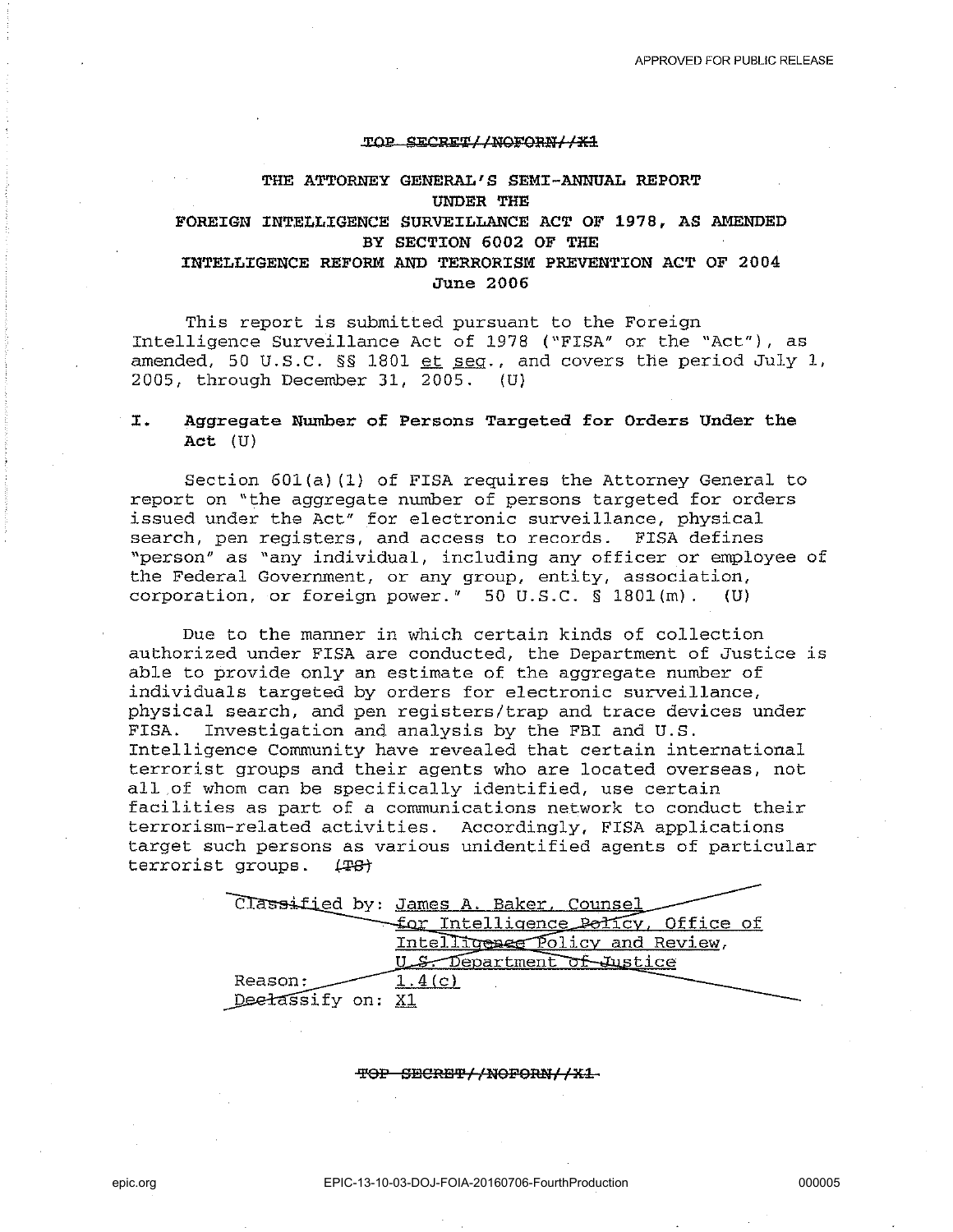~~TOP SECRET//NOFORN//X1~~

# THE ATTORNEY GENERAL'S SEMI-ANNUAL REPORT UNDER THE FOREIGN INTELLIGENCE SURVEILLANCE ACT OF 1978, AS AMENDED BY SECTION 6002 OF THE INTELLIGENCE REFORM AND TERRORISM PREVENTION ACT OF 2004

**June 2006**

This report is submitted pursuant to the Foreign Intelligence Surveillance Act of 1978 ("FISA" or the "Act"), as amended, 50 U.S.C. §§ 1801 et seq., and covers the period July 1, 2005, through December 31, 2005. (U)

## I. Aggregate Number of Persons Targeted for Orders Under the Act (U)

Section 601(a)(1) of FISA requires the Attorney General to report on "the aggregate number of persons targeted for orders issued under the Act" for electronic surveillance, physical search, pen registers, and access to records. FISA defines "person" as "any individual, including any officer or employee of the Federal Government, or any group, entity, association, corporation, or foreign power." 50 U.S.C. § 1801(m). (U)

Due to the manner in which certain kinds of collection authorized under FISA are conducted, the Department of Justice is able to provide only an estimate of the aggregate number of individuals targeted by orders for electronic surveillance, physical search, and pen registers/trap and trace devices under FISA. Investigation and analysis by the FBI and U.S. Intelligence Community have revealed that certain international terrorist groups and their agents who are located overseas, not all of whom can be specifically identified, use certain facilities as part of a communications network to conduct their terrorism-related activities. Accordingly, FISA applications target such persons as various unidentified agents of particular terrorist groups. ~~(TS)~~

~~Classified by: James A. Baker, Counsel for Intelligence Policy, Office of Intelligence Policy and Review, U.S. Department of Justice~~
~~Reason: 1.4(c)~~
~~Declassify on: X1~~

~~TOP SECRET//NOFORN//X1~~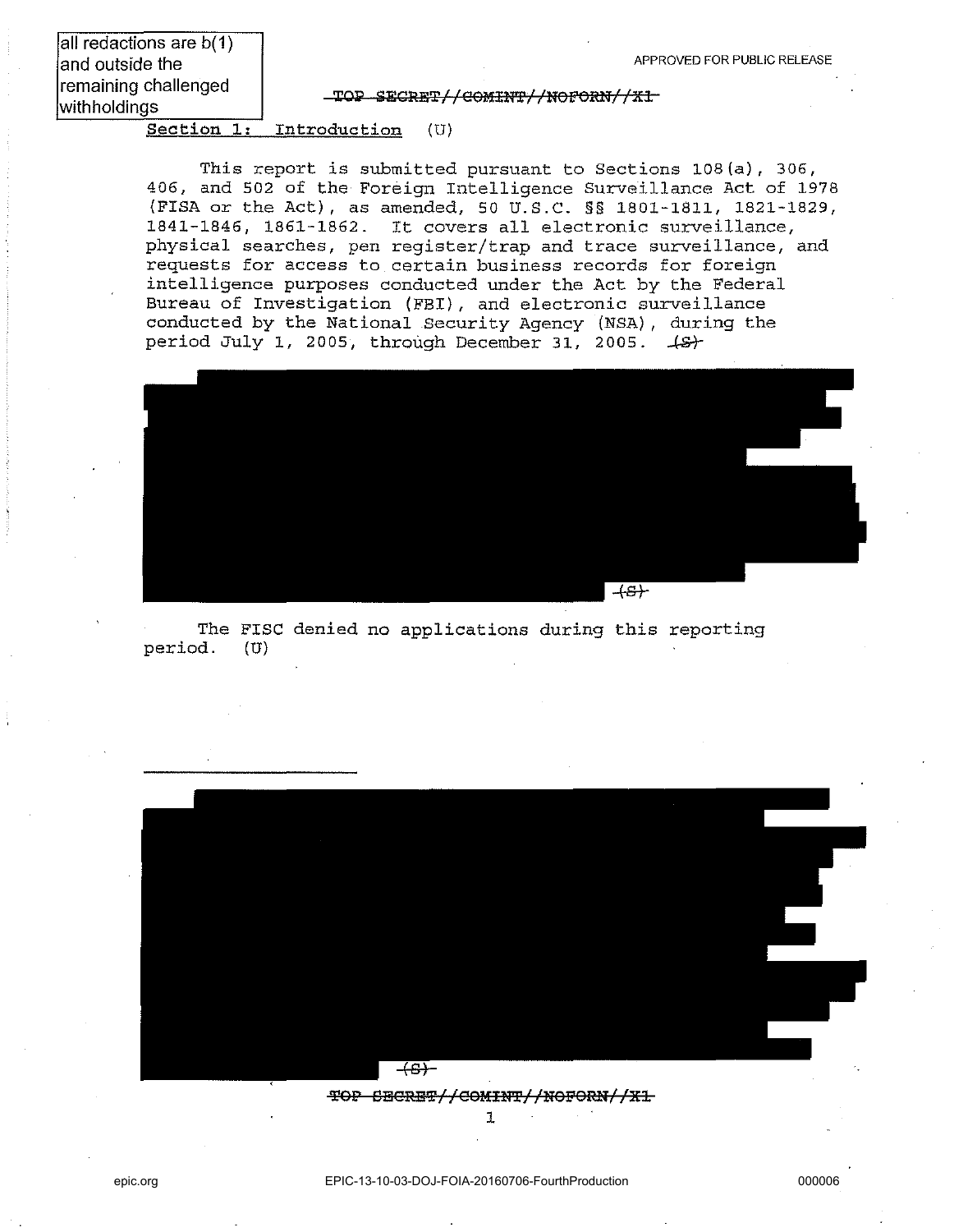all redactions are b(1) and outside the remaining challenged withholdings

APPROVED FOR PUBLIC RELEASE

~~TOP SECRET//COMINT//NOFORN//X1~~

## Section 1: Introduction (U)

This report is submitted pursuant to Sections 108(a), 306, 406, and 502 of the Foreign Intelligence Surveillance Act of 1978 (FISA or the Act), as amended, 50 U.S.C. §§ 1801-1811, 1821-1829, 1841-1846, 1861-1862. It covers all electronic surveillance, physical searches, pen register/trap and trace surveillance, and requests for access to certain business records for foreign intelligence purposes conducted under the Act by the Federal Bureau of Investigation (FBI), and electronic surveillance conducted by the National Security Agency (NSA), during the period July 1, 2005, through December 31, 2005. ~~(S)~~

[REDACTED] ~~(S)~~

The FISC denied no applications during this reporting period. (U)

---

[REDACTED] ~~(S)~~

~~TOP SECRET//COMINT//NOFORN//X1~~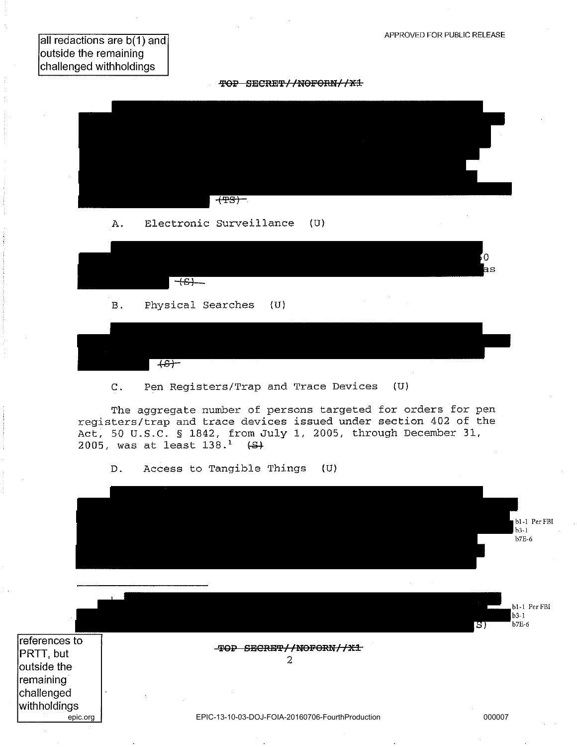all redactions are b(1) and outside the remaining challenged withholdings

APPROVED FOR PUBLIC RELEASE

~~TOP SECRET//NOFORN//X1~~

~~(TS)~~

A. Electronic Surveillance (U)

0 as ~~(S)~~

B. Physical Searches (U)

~~(S)~~

C. Pen Registers/Trap and Trace Devices (U)

The aggregate number of persons targeted for orders for pen registers/trap and trace devices issued under section 402 of the Act, 50 U.S.C. § 1842, from July 1, 2005, through December 31, 2005, was at least 138.[1] ~~(S)~~

D. Access to Tangible Things (U)

b1-1 Per FBI
b3-1
b7E-6

---

S)

b1-1 Per FBI
b3-1
b7E-6

references to PRTT, but outside the remaining challenged withholdings

epic.org

~~TOP SECRET//NOFORN//X1~~

EPIC-13-10-03-DOJ-FOIA-20160706-FourthProduction

000007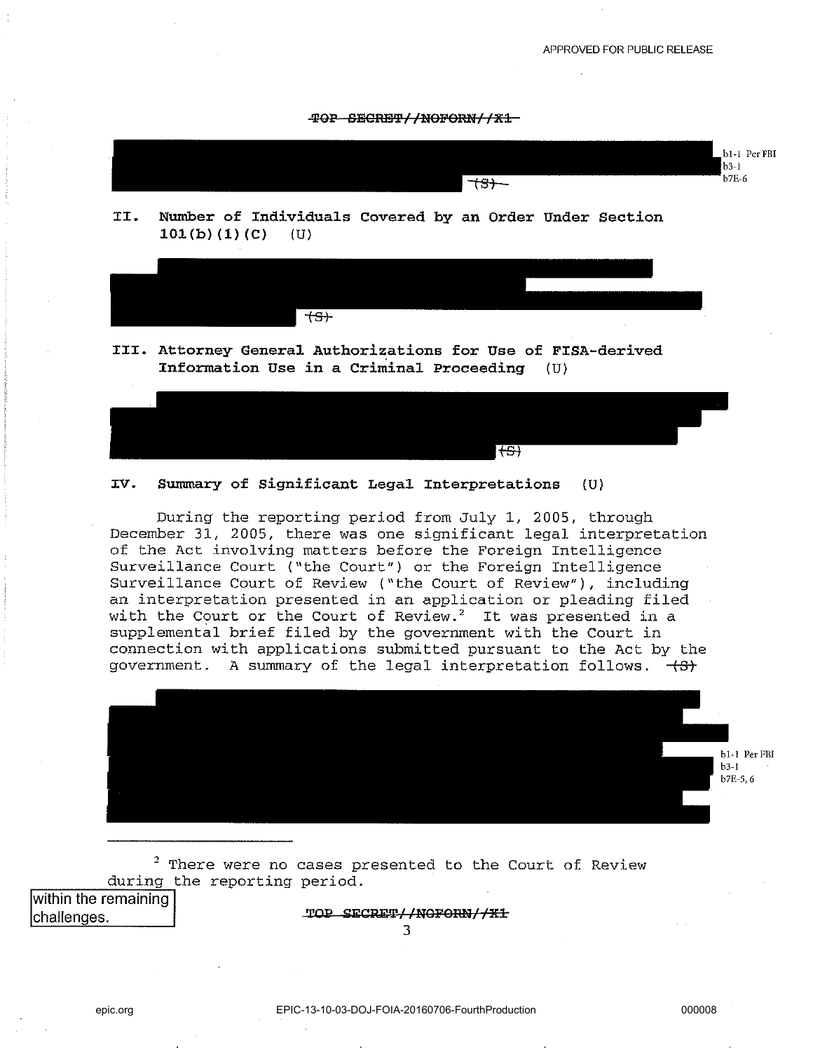TOP SECRET//NOFORN//X1

(S)

## II. Number of Individuals Covered by an Order Under Section 101(b)(1)(C) (U)

(S)

## III. Attorney General Authorizations for Use of FISA-derived Information Use in a Criminal Proceeding (U)

(S)

## IV. Summary of Significant Legal Interpretations (U)

During the reporting period from July 1, 2005, through December 31, 2005, there was one significant legal interpretation of the Act involving matters before the Foreign Intelligence Surveillance Court ("the Court") or the Foreign Intelligence Surveillance Court of Review ("the Court of Review"), including an interpretation presented in an application or pleading filed with the Court or the Court of Review.[2] It was presented in a supplemental brief filed by the government with the Court in connection with applications submitted pursuant to the Act by the government. A summary of the legal interpretation follows. (S)

[2] There were no cases presented to the Court of Review during the reporting period.

TOP SECRET//NOFORN//X1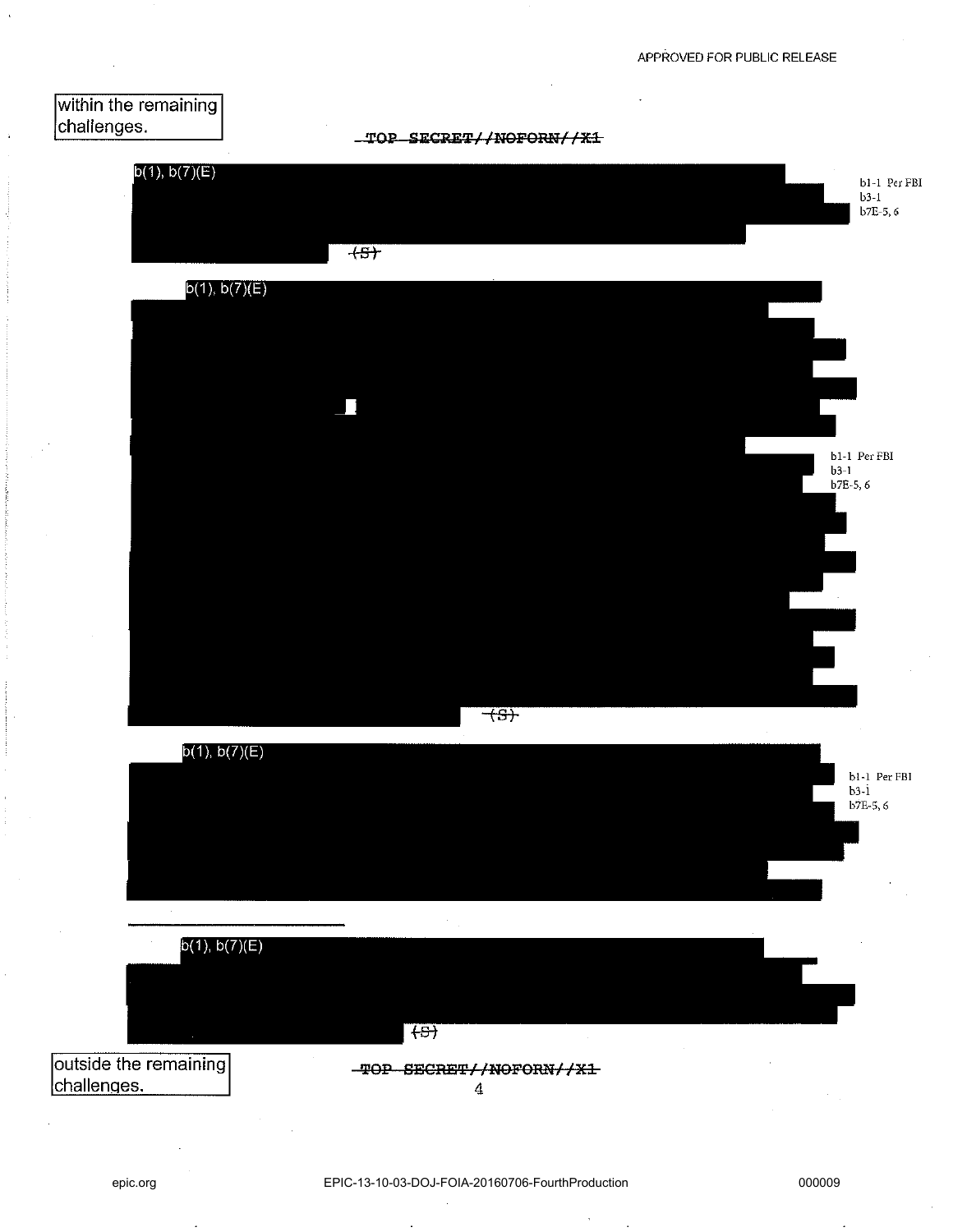within the remaining challenges.

~~TOP SECRET//NOFORN//X1~~

b(1), b(7)(E)

~~(S)~~

b1-1 Per FBI
b3-1
b7E-5, 6

b(1), b(7)(E)

~~(S)~~

b1-1 Per FBI
b3-1
b7E-5, 6

b(1), b(7)(E)

b1-1 Per FBI
b3-1
b7E-5, 6

b(1), b(7)(E)

~~(S)~~

outside the remaining challenges.

~~TOP SECRET//NOFORN//X1~~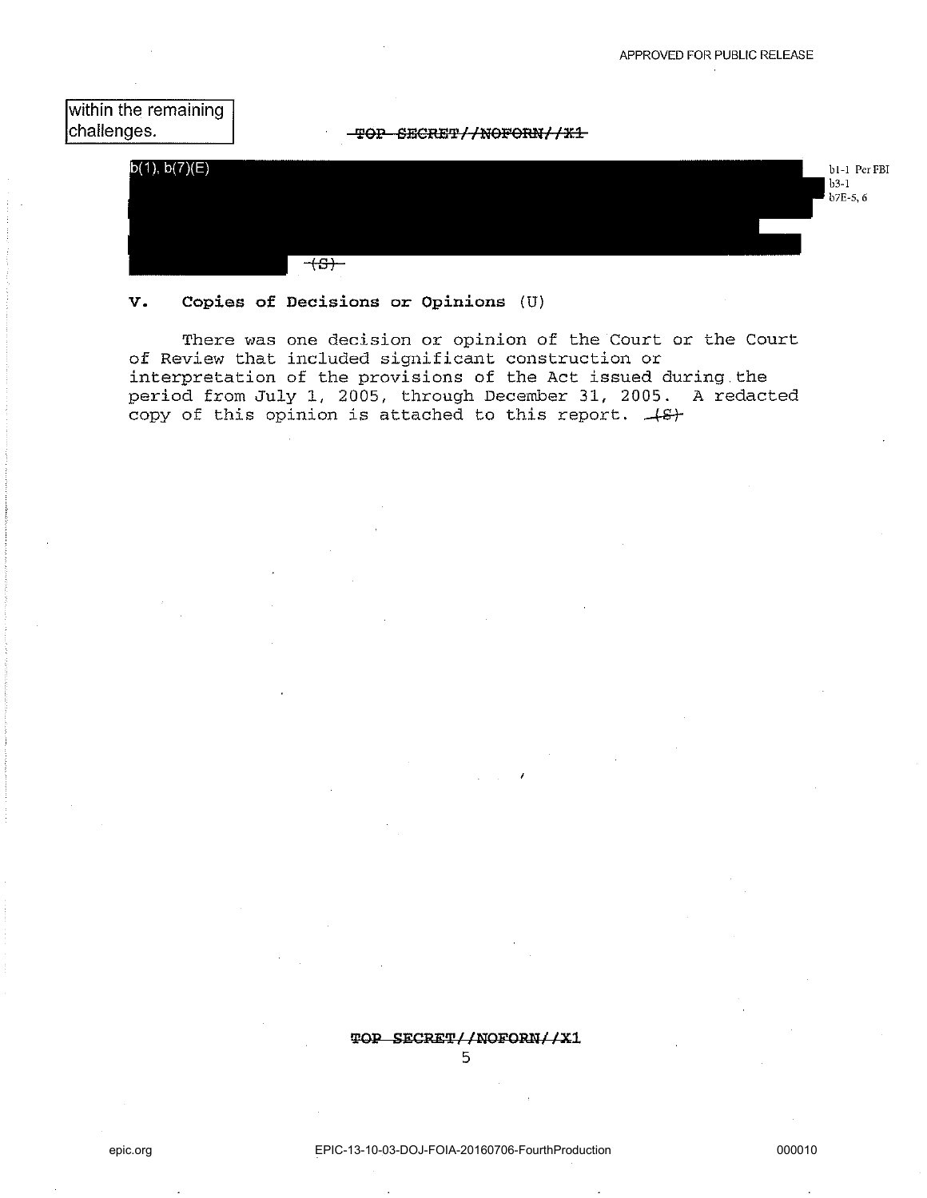within the remaining challenges.

~~TOP SECRET//NOFORN//X1~~

b(1), b(7)(E)

b1-1 Per FBI
b3-1
b7E-5, 6

~~(S)~~

## V. Copies of Decisions or Opinions (U)

There was one decision or opinion of the Court or the Court of Review that included significant construction or interpretation of the provisions of the Act issued during the period from July 1, 2005, through December 31, 2005. A redacted copy of this opinion is attached to this report. ~~(S)~~

~~TOP SECRET//NOFORN//X1~~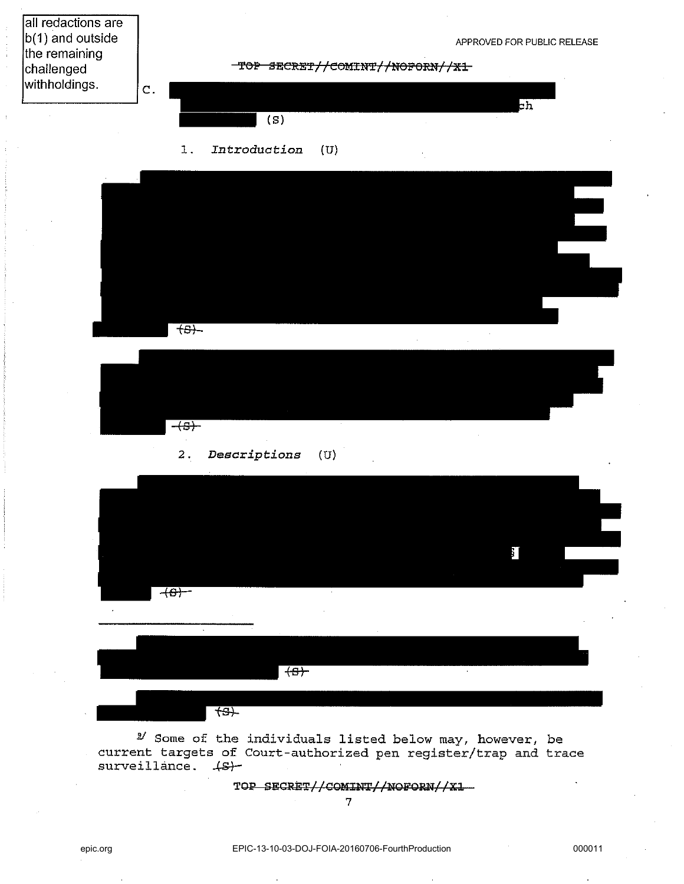all redactions are b(1) and outside the remaining challenged withholdings.

APPROVED FOR PUBLIC RELEASE

~~TOP SECRET//COMINT//NOFORN//X1~~

C. [REDACTED] ch [REDACTED] (S)

1. *Introduction* (U)

[REDACTED] ~~(S)~~

[REDACTED] ~~(S)~~

2. *Descriptions* (U)

[REDACTED] ~~(S)~~

---

[REDACTED] ~~(S)~~

[REDACTED] ~~(S)~~

[9] Some of the individuals listed below may, however, be current targets of Court-authorized pen register/trap and trace surveillance. ~~(S)~~

~~TOP SECRET//COMINT//NOFORN//X1~~

epic.org EPIC-13-10-03-DOJ-FOIA-20160706-FourthProduction 000011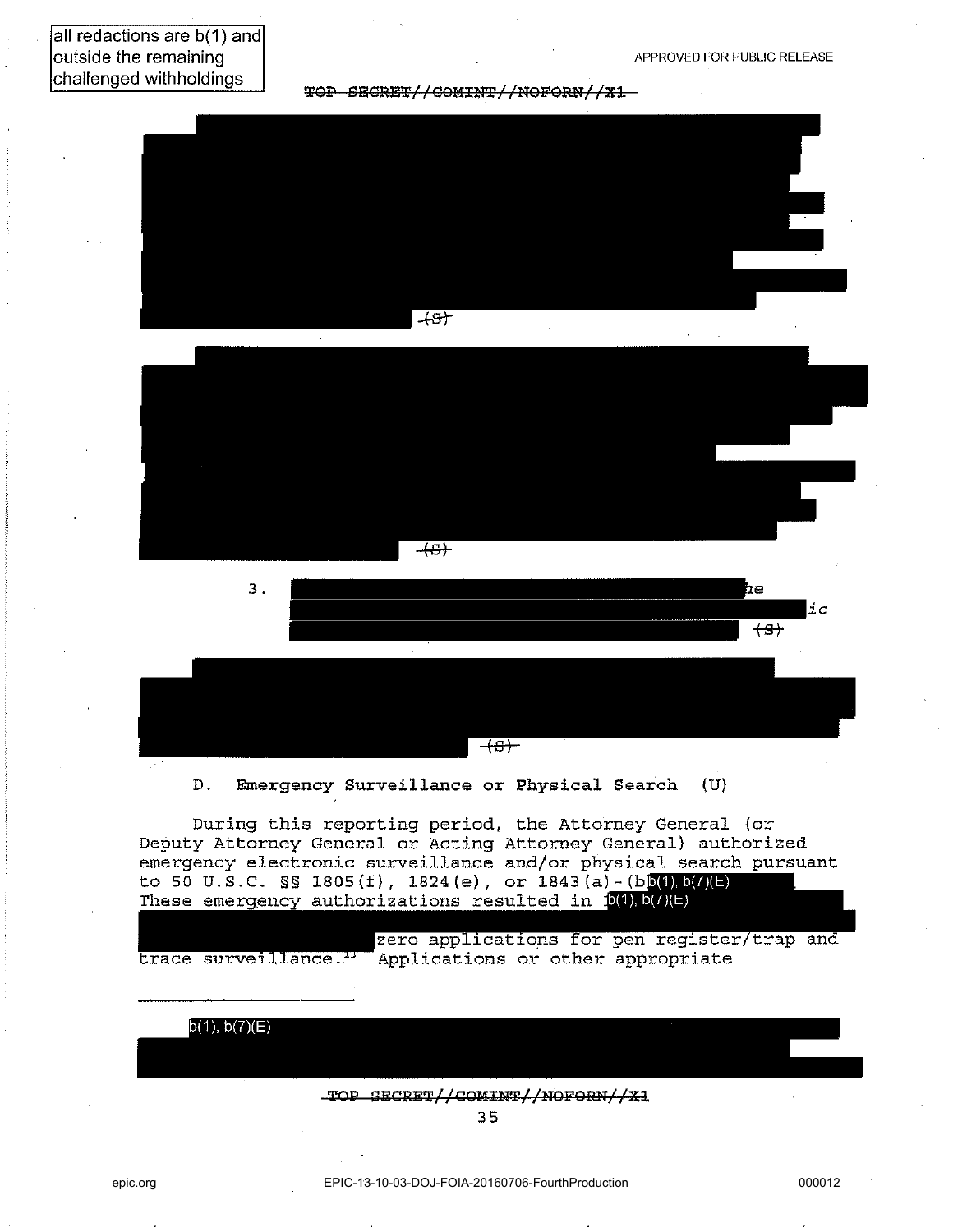all redactions are b(1) and outside the remaining challenged withholdings

TOP SECRET//COMINT//NOFORN//X1

(S)

(S)

3. he ic (S)

(S)

D. Emergency Surveillance or Physical Search (U)

During this reporting period, the Attorney General (or Deputy Attorney General or Acting Attorney General) authorized emergency electronic surveillance and/or physical search pursuant to 50 U.S.C. §§ 1805(f), 1824(e), or 1843(a)-(b b(1), b(7)(E). These emergency authorizations resulted in b(1), b(7)(E) zero applications for pen register/trap and trace surveillance.[13] Applications or other appropriate

---

b(1), b(7)(E)

TOP SECRET//COMINT//NOFORN//X1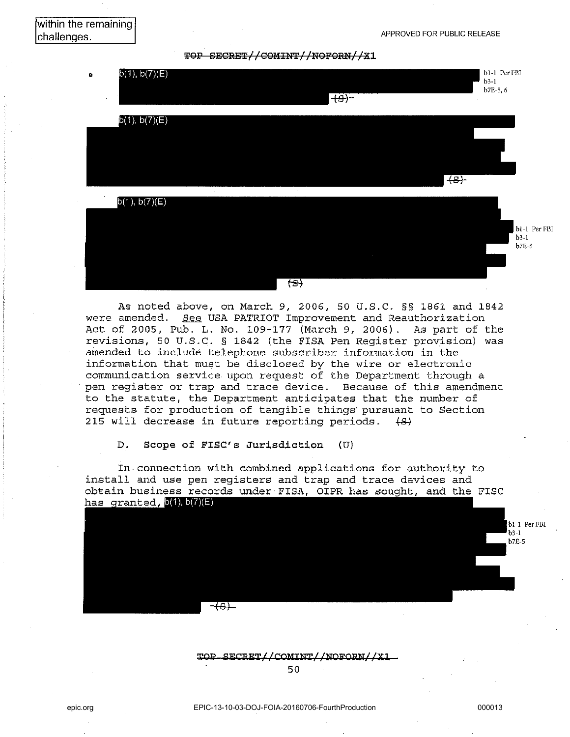within the remaining challenges.

APPROVED FOR PUBLIC RELEASE

TOP SECRET//COMINT//NOFORN//X1

- b(1), b(7)(E) [REDACTED] (S)

b1-1 Per FBI
b3-1
b7E-5, 6

b(1), b(7)(E) [REDACTED] (S)

b(1), b(7)(E) [REDACTED] (S)

b1-1 Per FBI
b3-1
b7E-6

As noted above, on March 9, 2006, 50 U.S.C. §§ 1861 and 1842 were amended. See USA PATRIOT Improvement and Reauthorization Act of 2005, Pub. L. No. 109-177 (March 9, 2006). As part of the revisions, 50 U.S.C. § 1842 (the FISA Pen Register provision) was amended to include telephone subscriber information in the information that must be disclosed by the wire or electronic communication service upon request of the Department through a pen register or trap and trace device. Because of this amendment to the statute, the Department anticipates that the number of requests for production of tangible things pursuant to Section 215 will decrease in future reporting periods. (S)

## D. Scope of FISC's Jurisdiction (U)

In connection with combined applications for authority to install and use pen registers and trap and trace devices and obtain business records under FISA, OIPR has sought, and the FISC has granted, b(1), b(7)(E) [REDACTED] (S)

b1-1 Per FBI
b3-1
b7E-5

TOP SECRET//COMINT//NOFORN//X1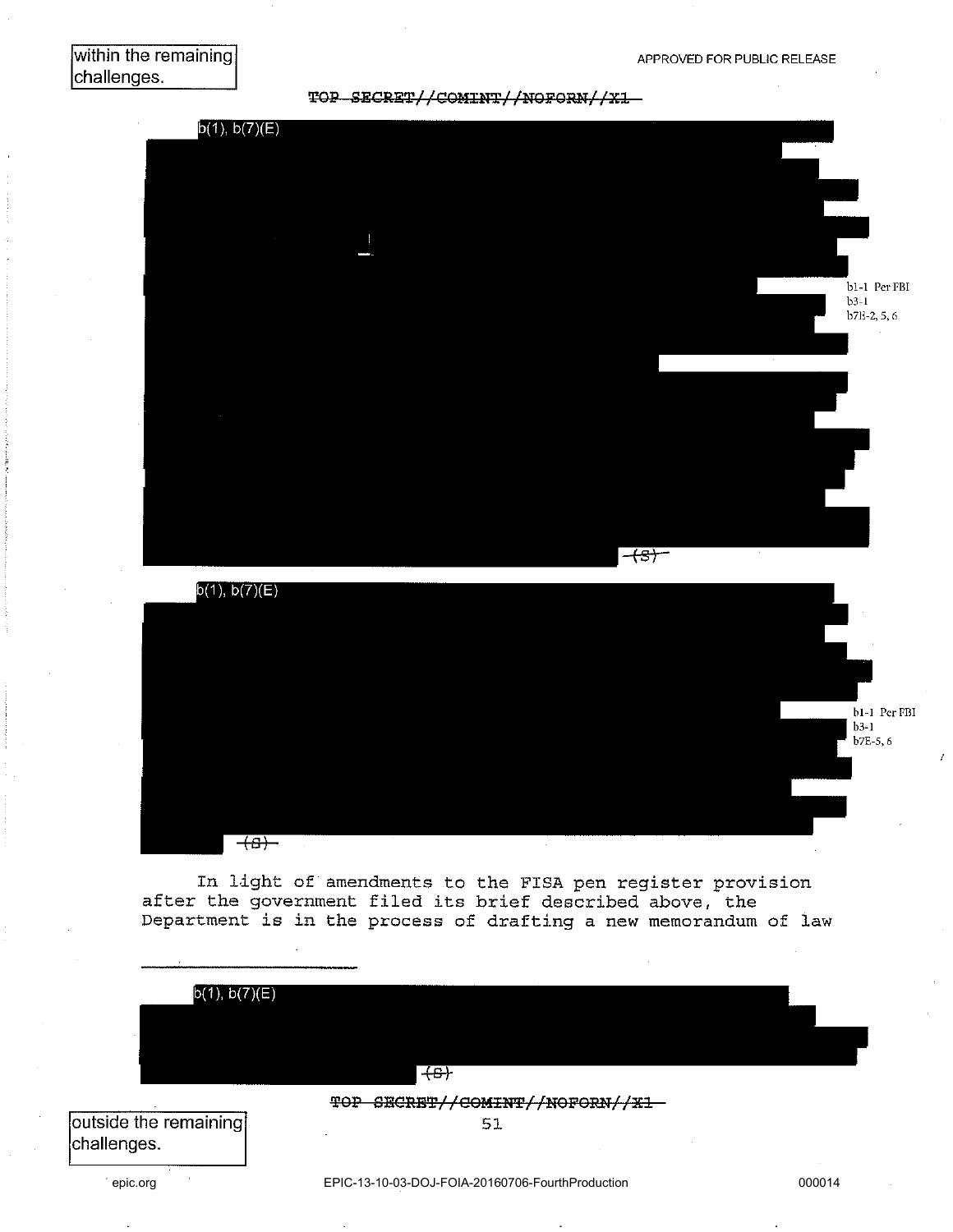within the remaining challenges.

APPROVED FOR PUBLIC RELEASE

~~TOP SECRET//COMINT//NOFORN//X1~~

b(1), b(7)(E)

b1-1 Per FBI
b3-1
b7E-2, 5, 6

(S)

b(1), b(7)(E)

b1-1 Per FBI
b3-1
b7E-5, 6

(S)

In light of amendments to the FISA pen register provision after the government filed its brief described above, the Department is in the process of drafting a new memorandum of law

---

b(1), b(7)(E)

(S)

~~TOP SECRET//COMINT//NOFORN//X1~~

outside the remaining challenges.

epic.org EPIC-13-10-03-DOJ-FOIA-20160706-FourthProduction 000014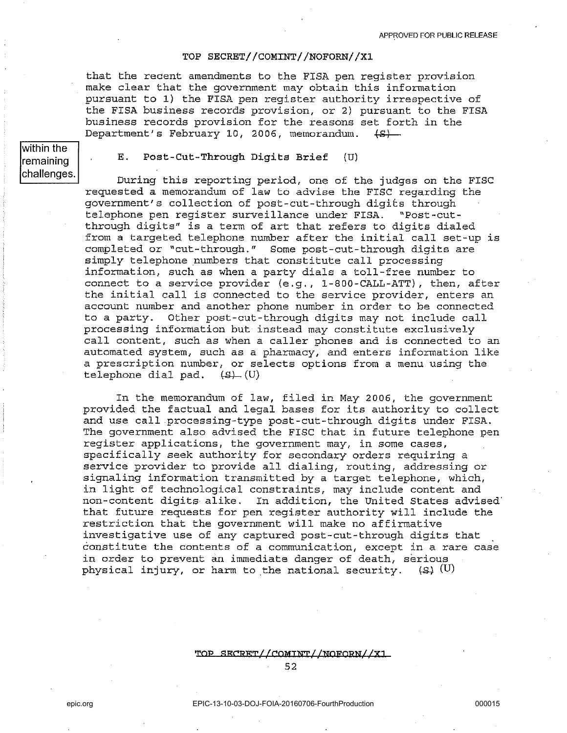that the recent amendments to the FISA pen register provision make clear that the government may obtain this information pursuant to 1) the FISA pen register authority irrespective of the FISA business records provision, or 2) pursuant to the FISA business records provision for the reasons set forth in the Department's February 10, 2006, memorandum. ~~(S)~~

within the remaining challenges.

### E. Post-Cut-Through Digits Brief (U)

During this reporting period, one of the judges on the FISC requested a memorandum of law to advise the FISC regarding the government's collection of post-cut-through digits through telephone pen register surveillance under FISA. "Post-cut-through digits" is a term of art that refers to digits dialed from a targeted telephone number after the initial call set-up is completed or "cut-through." Some post-cut-through digits are simply telephone numbers that constitute call processing information, such as when a party dials a toll-free number to connect to a service provider (e.g., 1-800-CALL-ATT), then, after the initial call is connected to the service provider, enters an account number and another phone number in order to be connected to a party. Other post-cut-through digits may not include call processing information but instead may constitute exclusively call content, such as when a caller phones and is connected to an automated system, such as a pharmacy, and enters information like a prescription number, or selects options from a menu using the telephone dial pad. ~~(S)~~ (U)

In the memorandum of law, filed in May 2006, the government provided the factual and legal bases for its authority to collect and use call processing-type post-cut-through digits under FISA. The government also advised the FISC that in future telephone pen register applications, the government may, in some cases, specifically seek authority for secondary orders requiring a service provider to provide all dialing, routing, addressing or signaling information transmitted by a target telephone, which, in light of technological constraints, may include content and non-content digits alike. In addition, the United States advised that future requests for pen register authority will include the restriction that the government will make no affirmative investigative use of any captured post-cut-through digits that constitute the contents of a communication, except in a rare case in order to prevent an immediate danger of death, serious physical injury, or harm to the national security. ~~(S)~~ (U)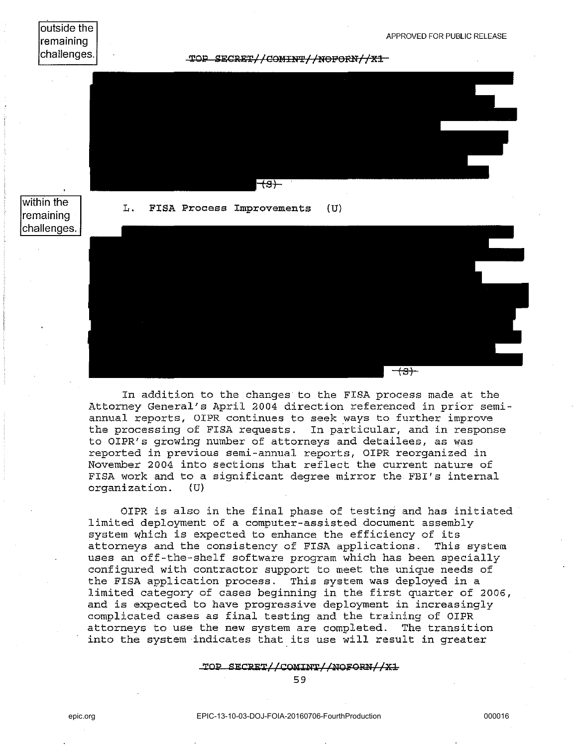outside the remaining challenges.

~~TOP SECRET//COMINT//NOFORN//X1~~

~~(S)~~

within the remaining challenges.

L. FISA Process Improvements (U)

~~(S)~~

In addition to the changes to the FISA process made at the Attorney General's April 2004 direction referenced in prior semi-annual reports, OIPR continues to seek ways to further improve the processing of FISA requests. In particular, and in response to OIPR's growing number of attorneys and detailees, as was reported in previous semi-annual reports, OIPR reorganized in November 2004 into sections that reflect the current nature of FISA work and to a significant degree mirror the FBI's internal organization. (U)

OIPR is also in the final phase of testing and has initiated limited deployment of a computer-assisted document assembly system which is expected to enhance the efficiency of its attorneys and the consistency of FISA applications. This system uses an off-the-shelf software program which has been specially configured with contractor support to meet the unique needs of the FISA application process. This system was deployed in a limited category of cases beginning in the first quarter of 2006, and is expected to have progressive deployment in increasingly complicated cases as final testing and the training of OIPR attorneys to use the new system are completed. The transition into the system indicates that its use will result in greater

~~TOP SECRET//COMINT//NOFORN//X1~~